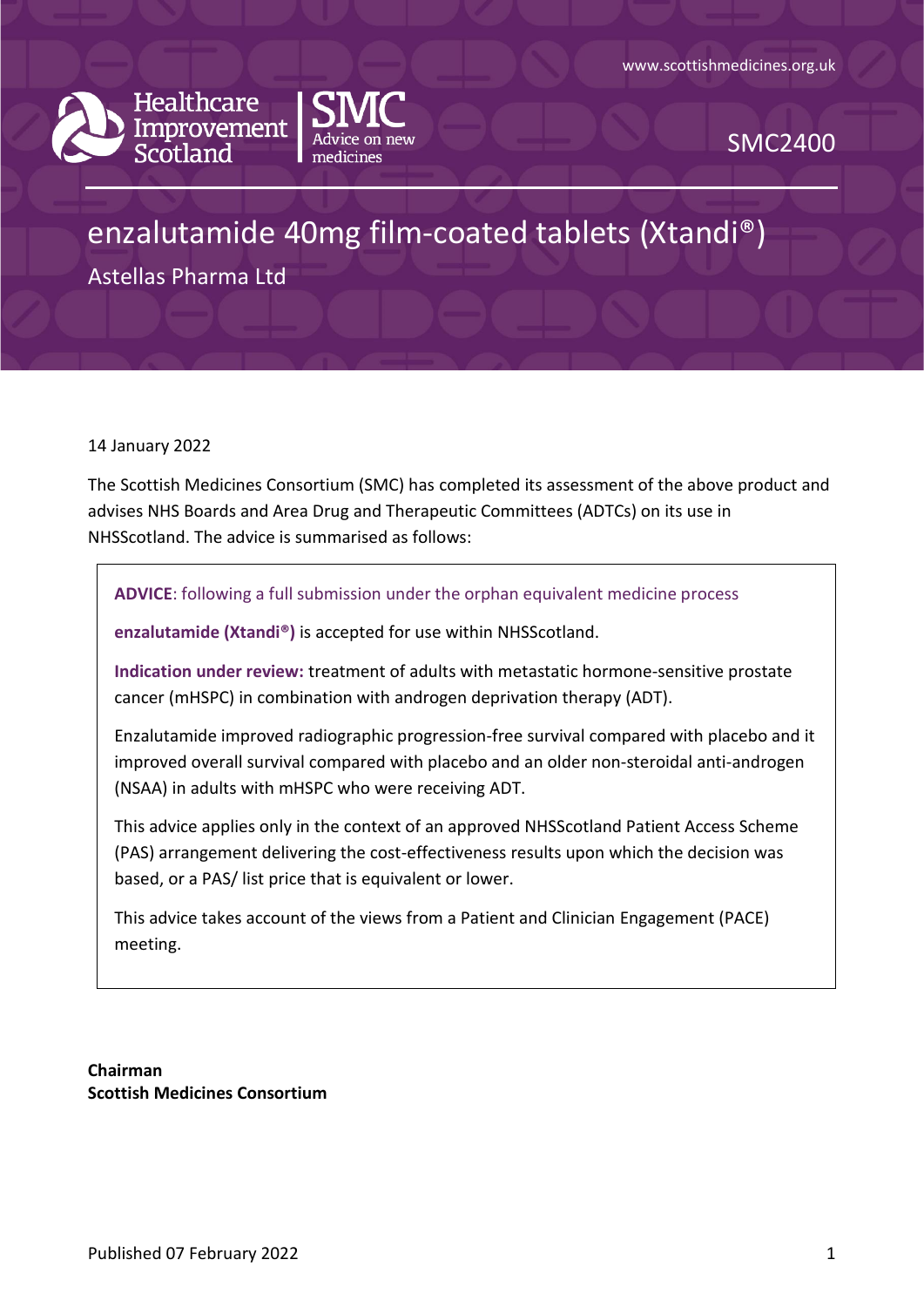www.scottishmedicines.org.uk

Healthcare Improvement Scotland | SMC Advice on new medicines

SMC2400

# enzalutamide 40mg film-coated tablets (Xtandi®)

Astellas Pharma Ltd

14 January 2022

The Scottish Medicines Consortium (SMC) has completed its assessment of the above product and advises NHS Boards and Area Drug and Therapeutic Committees (ADTCs) on its use in NHSScotland. The advice is summarised as follows:

> **ADVICE**: following a full submission under the orphan equivalent medicine process
>
> **enzalutamide (Xtandi®)** is accepted for use within NHSScotland.
>
> **Indication under review:** treatment of adults with metastatic hormone-sensitive prostate cancer (mHSPC) in combination with androgen deprivation therapy (ADT).
>
> Enzalutamide improved radiographic progression-free survival compared with placebo and it improved overall survival compared with placebo and an older non-steroidal anti-androgen (NSAA) in adults with mHSPC who were receiving ADT.
>
> This advice applies only in the context of an approved NHSScotland Patient Access Scheme (PAS) arrangement delivering the cost-effectiveness results upon which the decision was based, or a PAS/ list price that is equivalent or lower.
>
> This advice takes account of the views from a Patient and Clinician Engagement (PACE) meeting.

**Chairman**
**Scottish Medicines Consortium**

Published 07 February 2022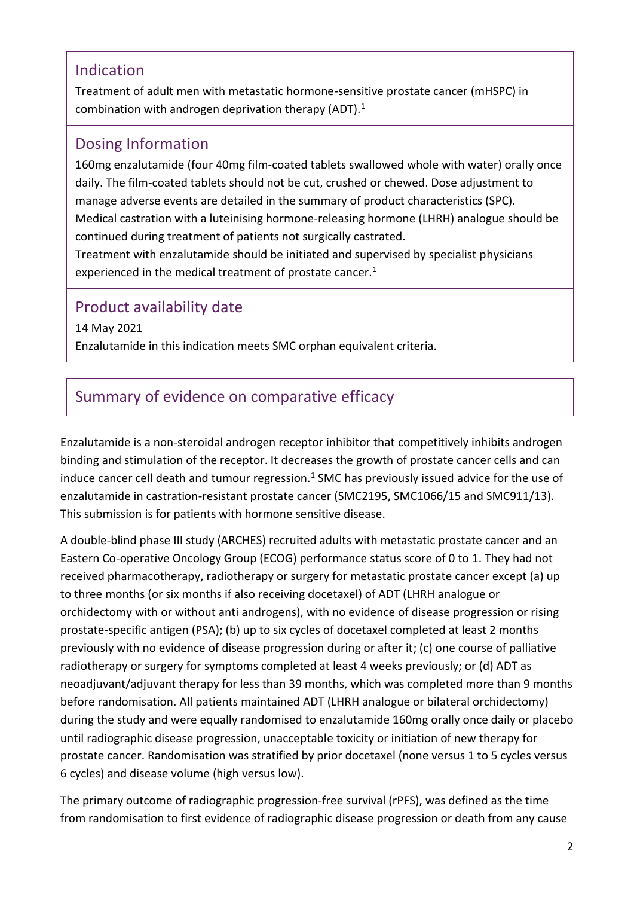## Indication

Treatment of adult men with metastatic hormone-sensitive prostate cancer (mHSPC) in combination with androgen deprivation therapy (ADT).[1]

## Dosing Information

160mg enzalutamide (four 40mg film-coated tablets swallowed whole with water) orally once daily. The film-coated tablets should not be cut, crushed or chewed. Dose adjustment to manage adverse events are detailed in the summary of product characteristics (SPC).
Medical castration with a luteinising hormone-releasing hormone (LHRH) analogue should be continued during treatment of patients not surgically castrated.
Treatment with enzalutamide should be initiated and supervised by specialist physicians experienced in the medical treatment of prostate cancer.[1]

## Product availability date

14 May 2021
Enzalutamide in this indication meets SMC orphan equivalent criteria.

## Summary of evidence on comparative efficacy

Enzalutamide is a non-steroidal androgen receptor inhibitor that competitively inhibits androgen binding and stimulation of the receptor. It decreases the growth of prostate cancer cells and can induce cancer cell death and tumour regression.[1] SMC has previously issued advice for the use of enzalutamide in castration-resistant prostate cancer (SMC2195, SMC1066/15 and SMC911/13). This submission is for patients with hormone sensitive disease.

A double-blind phase III study (ARCHES) recruited adults with metastatic prostate cancer and an Eastern Co-operative Oncology Group (ECOG) performance status score of 0 to 1. They had not received pharmacotherapy, radiotherapy or surgery for metastatic prostate cancer except (a) up to three months (or six months if also receiving docetaxel) of ADT (LHRH analogue or orchidectomy with or without anti androgens), with no evidence of disease progression or rising prostate-specific antigen (PSA); (b) up to six cycles of docetaxel completed at least 2 months previously with no evidence of disease progression during or after it; (c) one course of palliative radiotherapy or surgery for symptoms completed at least 4 weeks previously; or (d) ADT as neoadjuvant/adjuvant therapy for less than 39 months, which was completed more than 9 months before randomisation. All patients maintained ADT (LHRH analogue or bilateral orchidectomy) during the study and were equally randomised to enzalutamide 160mg orally once daily or placebo until radiographic disease progression, unacceptable toxicity or initiation of new therapy for prostate cancer. Randomisation was stratified by prior docetaxel (none versus 1 to 5 cycles versus 6 cycles) and disease volume (high versus low).

The primary outcome of radiographic progression-free survival (rPFS), was defined as the time from randomisation to first evidence of radiographic disease progression or death from any cause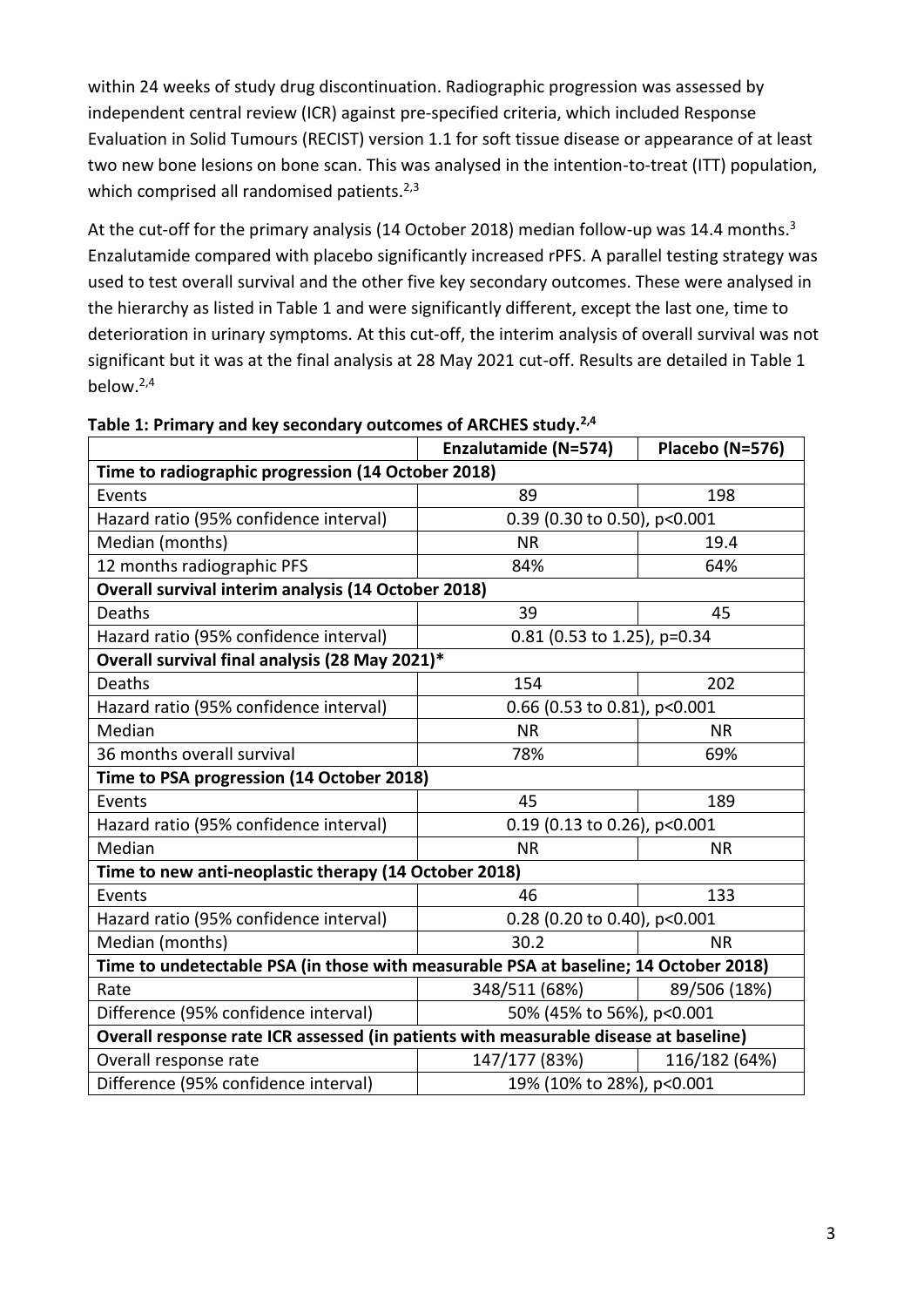within 24 weeks of study drug discontinuation. Radiographic progression was assessed by independent central review (ICR) against pre-specified criteria, which included Response Evaluation in Solid Tumours (RECIST) version 1.1 for soft tissue disease or appearance of at least two new bone lesions on bone scan. This was analysed in the intention-to-treat (ITT) population, which comprised all randomised patients.[2,3]

At the cut-off for the primary analysis (14 October 2018) median follow-up was 14.4 months.[3] Enzalutamide compared with placebo significantly increased rPFS. A parallel testing strategy was used to test overall survival and the other five key secondary outcomes. These were analysed in the hierarchy as listed in Table 1 and were significantly different, except the last one, time to deterioration in urinary symptoms. At this cut-off, the interim analysis of overall survival was not significant but it was at the final analysis at 28 May 2021 cut-off. Results are detailed in Table 1 below.[2,4]

**Table 1: Primary and key secondary outcomes of ARCHES study.[2,4]**

| | Enzalutamide (N=574) | Placebo (N=576) |
|---|---|---|
| **Time to radiographic progression (14 October 2018)** | | |
| Events | 89 | 198 |
| Hazard ratio (95% confidence interval) | 0.39 (0.30 to 0.50), p<0.001 | |
| Median (months) | NR | 19.4 |
| 12 months radiographic PFS | 84% | 64% |
| **Overall survival interim analysis (14 October 2018)** | | |
| Deaths | 39 | 45 |
| Hazard ratio (95% confidence interval) | 0.81 (0.53 to 1.25), p=0.34 | |
| **Overall survival final analysis (28 May 2021)*** | | |
| Deaths | 154 | 202 |
| Hazard ratio (95% confidence interval) | 0.66 (0.53 to 0.81), p<0.001 | |
| Median | NR | NR |
| 36 months overall survival | 78% | 69% |
| **Time to PSA progression (14 October 2018)** | | |
| Events | 45 | 189 |
| Hazard ratio (95% confidence interval) | 0.19 (0.13 to 0.26), p<0.001 | |
| Median | NR | NR |
| **Time to new anti-neoplastic therapy (14 October 2018)** | | |
| Events | 46 | 133 |
| Hazard ratio (95% confidence interval) | 0.28 (0.20 to 0.40), p<0.001 | |
| Median (months) | 30.2 | NR |
| **Time to undetectable PSA (in those with measurable PSA at baseline; 14 October 2018)** | | |
| Rate | 348/511 (68%) | 89/506 (18%) |
| Difference (95% confidence interval) | 50% (45% to 56%), p<0.001 | |
| **Overall response rate ICR assessed (in patients with measurable disease at baseline)** | | |
| Overall response rate | 147/177 (83%) | 116/182 (64%) |
| Difference (95% confidence interval) | 19% (10% to 28%), p<0.001 | |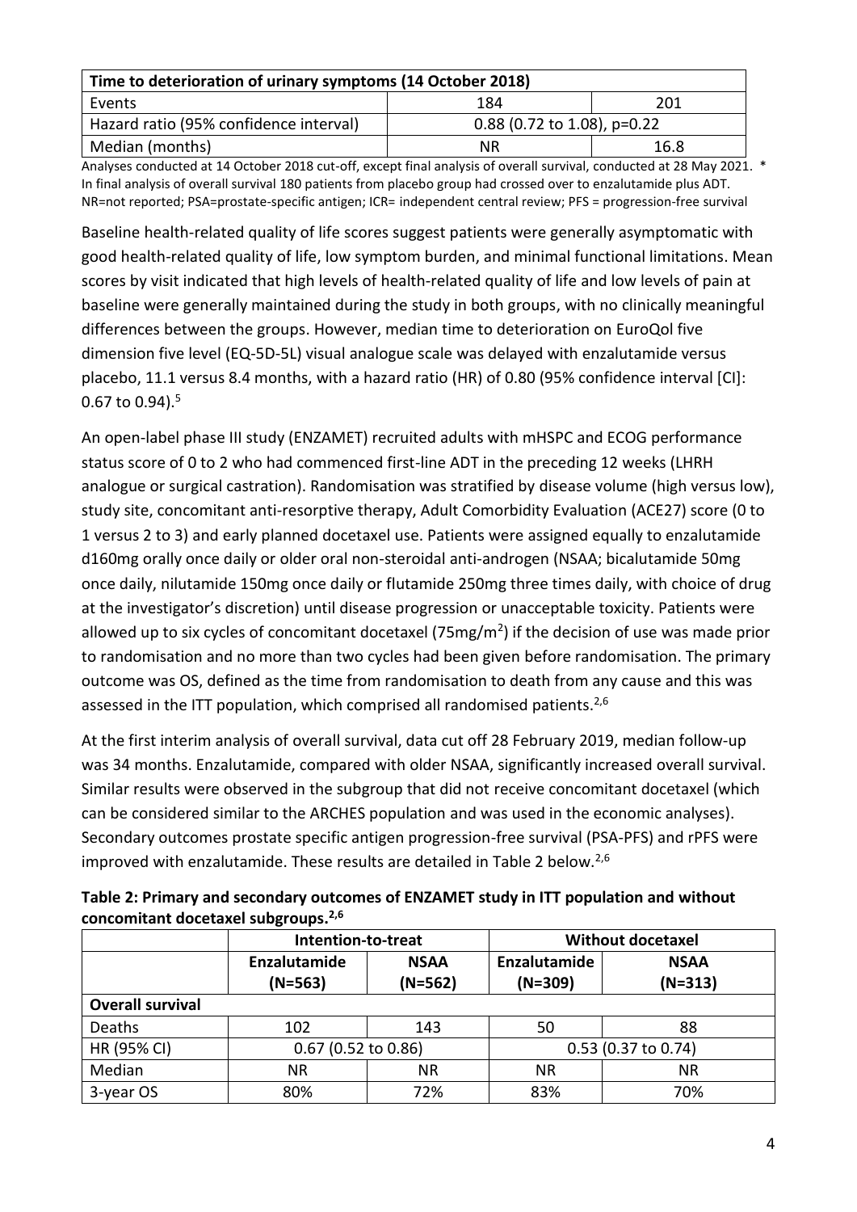| Time to deterioration of urinary symptoms (14 October 2018) | | |
|---|---|---|
| Events | 184 | 201 |
| Hazard ratio (95% confidence interval) | 0.88 (0.72 to 1.08), p=0.22 | |
| Median (months) | NR | 16.8 |

Analyses conducted at 14 October 2018 cut-off, except final analysis of overall survival, conducted at 28 May 2021. * In final analysis of overall survival 180 patients from placebo group had crossed over to enzalutamide plus ADT. NR=not reported; PSA=prostate-specific antigen; ICR= independent central review; PFS = progression-free survival

Baseline health-related quality of life scores suggest patients were generally asymptomatic with good health-related quality of life, low symptom burden, and minimal functional limitations. Mean scores by visit indicated that high levels of health-related quality of life and low levels of pain at baseline were generally maintained during the study in both groups, with no clinically meaningful differences between the groups. However, median time to deterioration on EuroQol five dimension five level (EQ-5D-5L) visual analogue scale was delayed with enzalutamide versus placebo, 11.1 versus 8.4 months, with a hazard ratio (HR) of 0.80 (95% confidence interval [CI]: 0.67 to 0.94).[5]

An open-label phase III study (ENZAMET) recruited adults with mHSPC and ECOG performance status score of 0 to 2 who had commenced first-line ADT in the preceding 12 weeks (LHRH analogue or surgical castration). Randomisation was stratified by disease volume (high versus low), study site, concomitant anti-resorptive therapy, Adult Comorbidity Evaluation (ACE27) score (0 to 1 versus 2 to 3) and early planned docetaxel use. Patients were assigned equally to enzalutamide d160mg orally once daily or older oral non-steroidal anti-androgen (NSAA; bicalutamide 50mg once daily, nilutamide 150mg once daily or flutamide 250mg three times daily, with choice of drug at the investigator's discretion) until disease progression or unacceptable toxicity. Patients were allowed up to six cycles of concomitant docetaxel (75mg/m$^2$) if the decision of use was made prior to randomisation and no more than two cycles had been given before randomisation. The primary outcome was OS, defined as the time from randomisation to death from any cause and this was assessed in the ITT population, which comprised all randomised patients.[2,6]

At the first interim analysis of overall survival, data cut off 28 February 2019, median follow-up was 34 months. Enzalutamide, compared with older NSAA, significantly increased overall survival. Similar results were observed in the subgroup that did not receive concomitant docetaxel (which can be considered similar to the ARCHES population and was used in the economic analyses). Secondary outcomes prostate specific antigen progression-free survival (PSA-PFS) and rPFS were improved with enzalutamide. These results are detailed in Table 2 below.[2,6]

**Table 2: Primary and secondary outcomes of ENZAMET study in ITT population and without concomitant docetaxel subgroups.[2,6]**

| | Intention-to-treat | | Without docetaxel | |
|---|---|---|---|---|
| | **Enzalutamide (N=563)** | **NSAA (N=562)** | **Enzalutamide (N=309)** | **NSAA (N=313)** |
| **Overall survival** | | | | |
| Deaths | 102 | 143 | 50 | 88 |
| HR (95% CI) | 0.67 (0.52 to 0.86) | | 0.53 (0.37 to 0.74) | |
| Median | NR | NR | NR | NR |
| 3-year OS | 80% | 72% | 83% | 70% |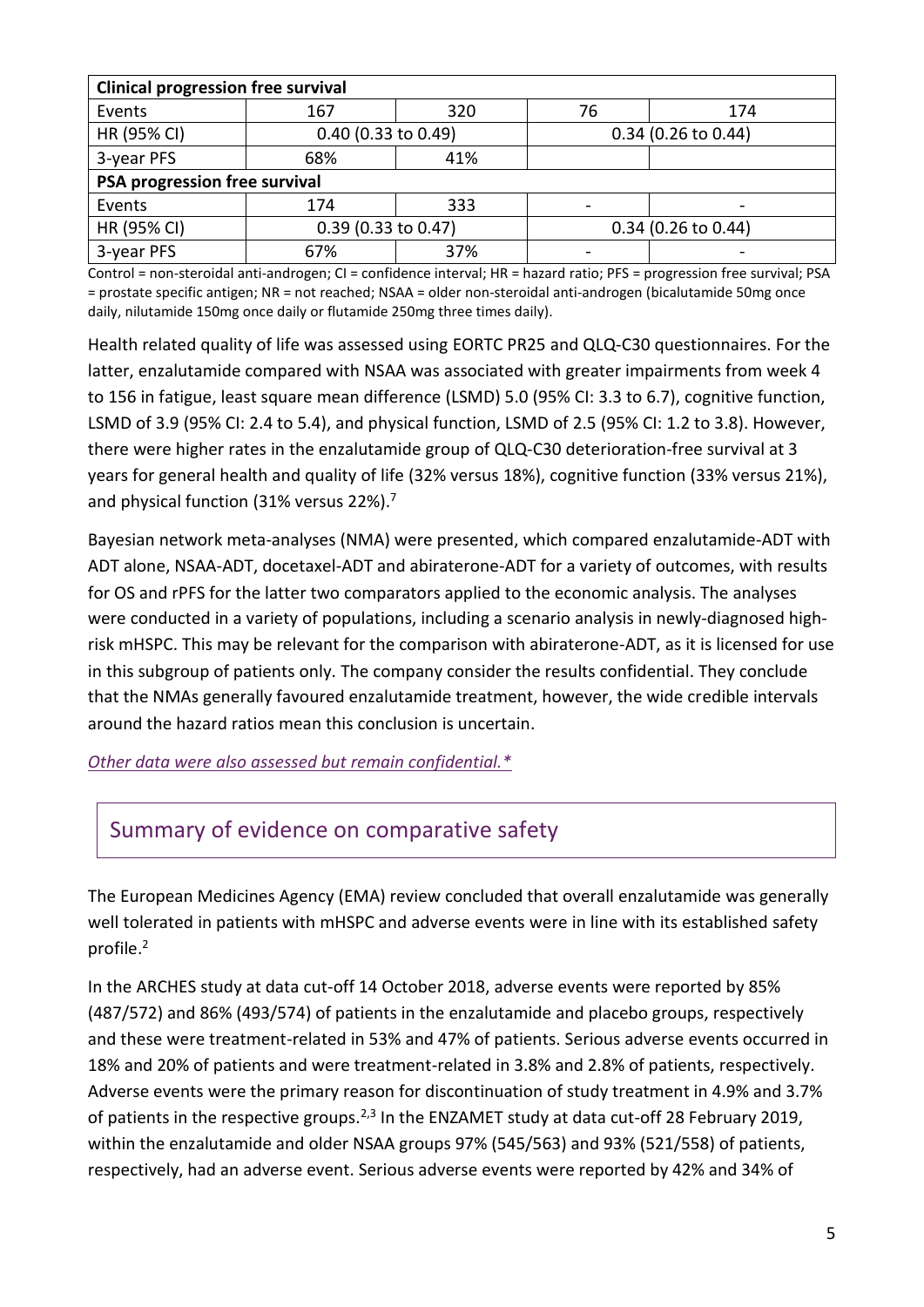| Clinical progression free survival | | | | |
|---|---|---|---|---|
| Events | 167 | 320 | 76 | 174 |
| HR (95% CI) | 0.40 (0.33 to 0.49) | | 0.34 (0.26 to 0.44) | |
| 3-year PFS | 68% | 41% | | |
| **PSA progression free survival** | | | | |
| Events | 174 | 333 | - | - |
| HR (95% CI) | 0.39 (0.33 to 0.47) | | 0.34 (0.26 to 0.44) | |
| 3-year PFS | 67% | 37% | - | - |

Control = non-steroidal anti-androgen; CI = confidence interval; HR = hazard ratio; PFS = progression free survival; PSA = prostate specific antigen; NR = not reached; NSAA = older non-steroidal anti-androgen (bicalutamide 50mg once daily, nilutamide 150mg once daily or flutamide 250mg three times daily).

Health related quality of life was assessed using EORTC PR25 and QLQ-C30 questionnaires. For the latter, enzalutamide compared with NSAA was associated with greater impairments from week 4 to 156 in fatigue, least square mean difference (LSMD) 5.0 (95% CI: 3.3 to 6.7), cognitive function, LSMD of 3.9 (95% CI: 2.4 to 5.4), and physical function, LSMD of 2.5 (95% CI: 1.2 to 3.8). However, there were higher rates in the enzalutamide group of QLQ-C30 deterioration-free survival at 3 years for general health and quality of life (32% versus 18%), cognitive function (33% versus 21%), and physical function (31% versus 22%).[7]

Bayesian network meta-analyses (NMA) were presented, which compared enzalutamide-ADT with ADT alone, NSAA-ADT, docetaxel-ADT and abiraterone-ADT for a variety of outcomes, with results for OS and rPFS for the latter two comparators applied to the economic analysis. The analyses were conducted in a variety of populations, including a scenario analysis in newly-diagnosed high-risk mHSPC. This may be relevant for the comparison with abiraterone-ADT, as it is licensed for use in this subgroup of patients only. The company consider the results confidential. They conclude that the NMAs generally favoured enzalutamide treatment, however, the wide credible intervals around the hazard ratios mean this conclusion is uncertain.

*Other data were also assessed but remain confidential.**

## Summary of evidence on comparative safety

The European Medicines Agency (EMA) review concluded that overall enzalutamide was generally well tolerated in patients with mHSPC and adverse events were in line with its established safety profile.[2]

In the ARCHES study at data cut-off 14 October 2018, adverse events were reported by 85% (487/572) and 86% (493/574) of patients in the enzalutamide and placebo groups, respectively and these were treatment-related in 53% and 47% of patients. Serious adverse events occurred in 18% and 20% of patients and were treatment-related in 3.8% and 2.8% of patients, respectively. Adverse events were the primary reason for discontinuation of study treatment in 4.9% and 3.7% of patients in the respective groups.[2,3] In the ENZAMET study at data cut-off 28 February 2019, within the enzalutamide and older NSAA groups 97% (545/563) and 93% (521/558) of patients, respectively, had an adverse event. Serious adverse events were reported by 42% and 34% of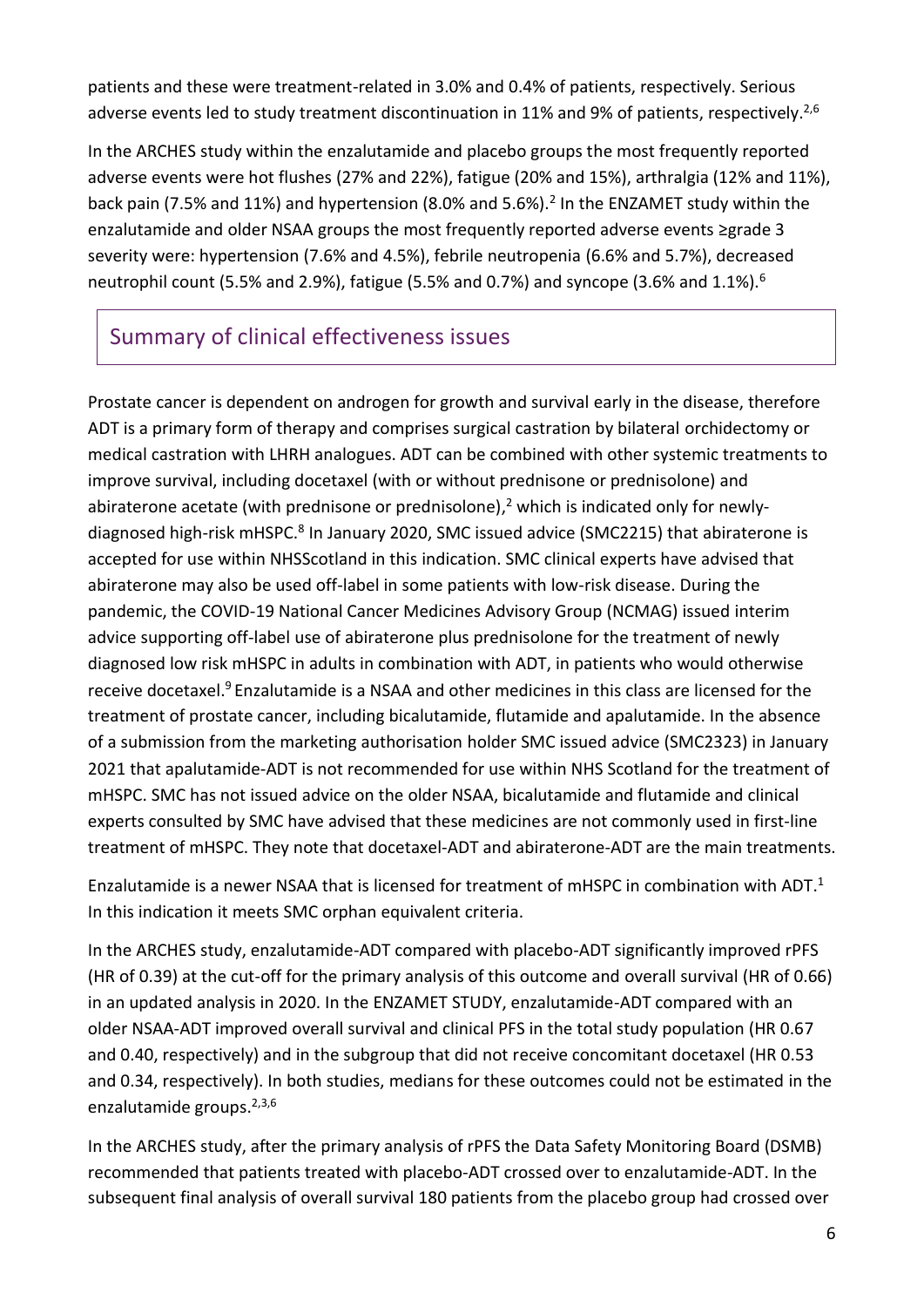patients and these were treatment-related in 3.0% and 0.4% of patients, respectively. Serious adverse events led to study treatment discontinuation in 11% and 9% of patients, respectively.[2,6]

In the ARCHES study within the enzalutamide and placebo groups the most frequently reported adverse events were hot flushes (27% and 22%), fatigue (20% and 15%), arthralgia (12% and 11%), back pain (7.5% and 11%) and hypertension (8.0% and 5.6%).[2] In the ENZAMET study within the enzalutamide and older NSAA groups the most frequently reported adverse events ≥grade 3 severity were: hypertension (7.6% and 4.5%), febrile neutropenia (6.6% and 5.7%), decreased neutrophil count (5.5% and 2.9%), fatigue (5.5% and 0.7%) and syncope (3.6% and 1.1%).[6]

## Summary of clinical effectiveness issues

Prostate cancer is dependent on androgen for growth and survival early in the disease, therefore ADT is a primary form of therapy and comprises surgical castration by bilateral orchidectomy or medical castration with LHRH analogues. ADT can be combined with other systemic treatments to improve survival, including docetaxel (with or without prednisone or prednisolone) and abiraterone acetate (with prednisone or prednisolone),[2] which is indicated only for newly-diagnosed high-risk mHSPC.[8] In January 2020, SMC issued advice (SMC2215) that abiraterone is accepted for use within NHSScotland in this indication. SMC clinical experts have advised that abiraterone may also be used off-label in some patients with low-risk disease. During the pandemic, the COVID-19 National Cancer Medicines Advisory Group (NCMAG) issued interim advice supporting off-label use of abiraterone plus prednisolone for the treatment of newly diagnosed low risk mHSPC in adults in combination with ADT, in patients who would otherwise receive docetaxel.[9] Enzalutamide is a NSAA and other medicines in this class are licensed for the treatment of prostate cancer, including bicalutamide, flutamide and apalutamide. In the absence of a submission from the marketing authorisation holder SMC issued advice (SMC2323) in January 2021 that apalutamide-ADT is not recommended for use within NHS Scotland for the treatment of mHSPC. SMC has not issued advice on the older NSAA, bicalutamide and flutamide and clinical experts consulted by SMC have advised that these medicines are not commonly used in first-line treatment of mHSPC. They note that docetaxel-ADT and abiraterone-ADT are the main treatments.

Enzalutamide is a newer NSAA that is licensed for treatment of mHSPC in combination with ADT.[1] In this indication it meets SMC orphan equivalent criteria.

In the ARCHES study, enzalutamide-ADT compared with placebo-ADT significantly improved rPFS (HR of 0.39) at the cut-off for the primary analysis of this outcome and overall survival (HR of 0.66) in an updated analysis in 2020. In the ENZAMET STUDY, enzalutamide-ADT compared with an older NSAA-ADT improved overall survival and clinical PFS in the total study population (HR 0.67 and 0.40, respectively) and in the subgroup that did not receive concomitant docetaxel (HR 0.53 and 0.34, respectively). In both studies, medians for these outcomes could not be estimated in the enzalutamide groups.[2,3,6]

In the ARCHES study, after the primary analysis of rPFS the Data Safety Monitoring Board (DSMB) recommended that patients treated with placebo-ADT crossed over to enzalutamide-ADT. In the subsequent final analysis of overall survival 180 patients from the placebo group had crossed over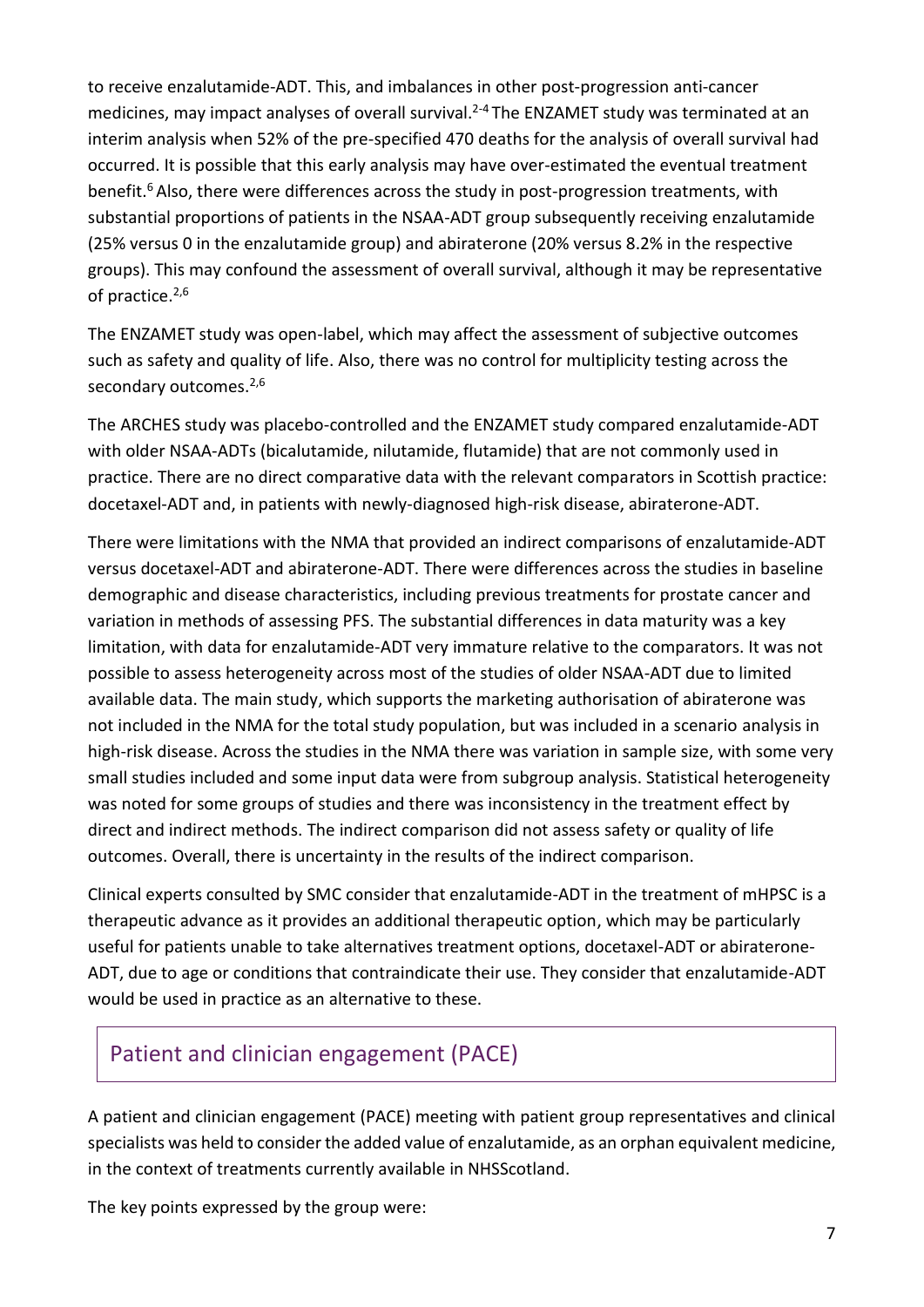to receive enzalutamide-ADT. This, and imbalances in other post-progression anti-cancer medicines, may impact analyses of overall survival.[2-4] The ENZAMET study was terminated at an interim analysis when 52% of the pre-specified 470 deaths for the analysis of overall survival had occurred. It is possible that this early analysis may have over-estimated the eventual treatment benefit.[6] Also, there were differences across the study in post-progression treatments, with substantial proportions of patients in the NSAA-ADT group subsequently receiving enzalutamide (25% versus 0 in the enzalutamide group) and abiraterone (20% versus 8.2% in the respective groups). This may confound the assessment of overall survival, although it may be representative of practice.[2,6]

The ENZAMET study was open-label, which may affect the assessment of subjective outcomes such as safety and quality of life. Also, there was no control for multiplicity testing across the secondary outcomes.[2,6]

The ARCHES study was placebo-controlled and the ENZAMET study compared enzalutamide-ADT with older NSAA-ADTs (bicalutamide, nilutamide, flutamide) that are not commonly used in practice. There are no direct comparative data with the relevant comparators in Scottish practice: docetaxel-ADT and, in patients with newly-diagnosed high-risk disease, abiraterone-ADT.

There were limitations with the NMA that provided an indirect comparisons of enzalutamide-ADT versus docetaxel-ADT and abiraterone-ADT. There were differences across the studies in baseline demographic and disease characteristics, including previous treatments for prostate cancer and variation in methods of assessing PFS. The substantial differences in data maturity was a key limitation, with data for enzalutamide-ADT very immature relative to the comparators. It was not possible to assess heterogeneity across most of the studies of older NSAA-ADT due to limited available data. The main study, which supports the marketing authorisation of abiraterone was not included in the NMA for the total study population, but was included in a scenario analysis in high-risk disease. Across the studies in the NMA there was variation in sample size, with some very small studies included and some input data were from subgroup analysis. Statistical heterogeneity was noted for some groups of studies and there was inconsistency in the treatment effect by direct and indirect methods. The indirect comparison did not assess safety or quality of life outcomes. Overall, there is uncertainty in the results of the indirect comparison.

Clinical experts consulted by SMC consider that enzalutamide-ADT in the treatment of mHPSC is a therapeutic advance as it provides an additional therapeutic option, which may be particularly useful for patients unable to take alternatives treatment options, docetaxel-ADT or abiraterone-ADT, due to age or conditions that contraindicate their use. They consider that enzalutamide-ADT would be used in practice as an alternative to these.

## Patient and clinician engagement (PACE)

A patient and clinician engagement (PACE) meeting with patient group representatives and clinical specialists was held to consider the added value of enzalutamide, as an orphan equivalent medicine, in the context of treatments currently available in NHSScotland.

The key points expressed by the group were: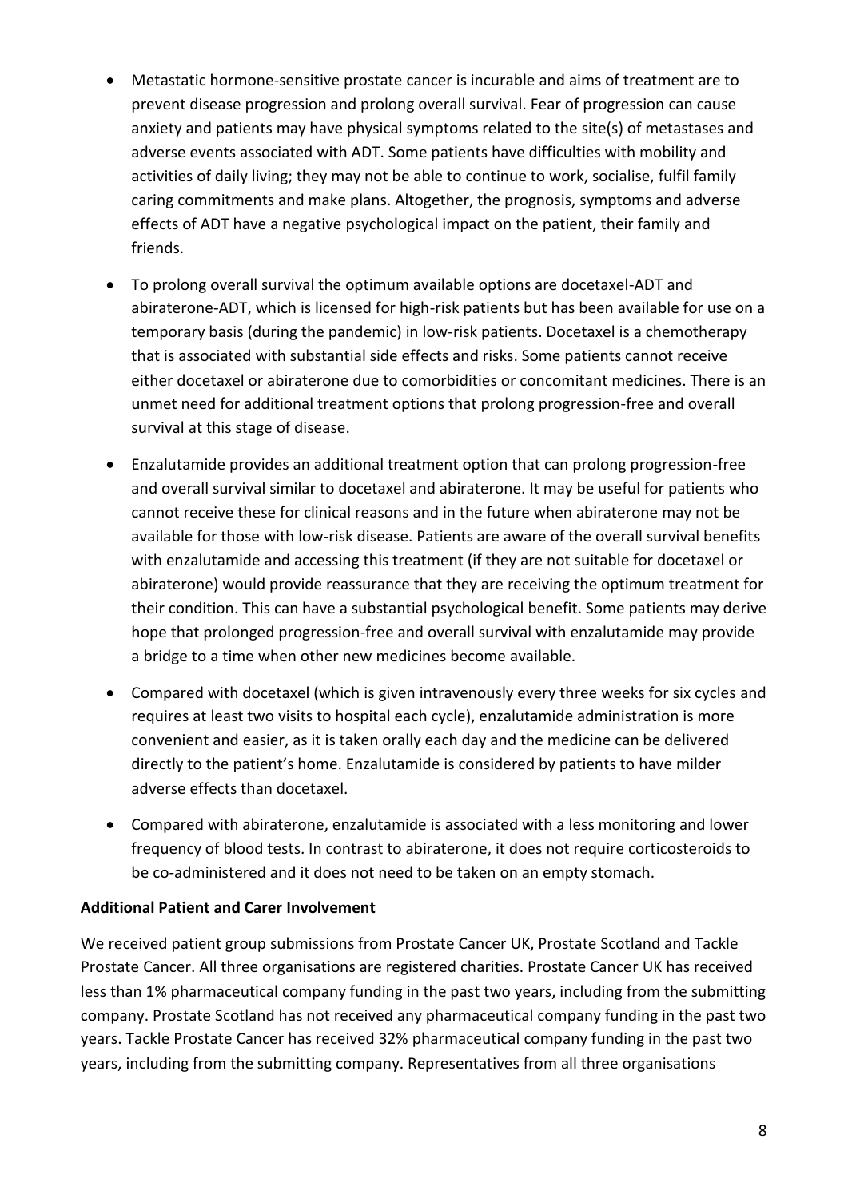- Metastatic hormone-sensitive prostate cancer is incurable and aims of treatment are to prevent disease progression and prolong overall survival. Fear of progression can cause anxiety and patients may have physical symptoms related to the site(s) of metastases and adverse events associated with ADT. Some patients have difficulties with mobility and activities of daily living; they may not be able to continue to work, socialise, fulfil family caring commitments and make plans. Altogether, the prognosis, symptoms and adverse effects of ADT have a negative psychological impact on the patient, their family and friends.
- To prolong overall survival the optimum available options are docetaxel-ADT and abiraterone-ADT, which is licensed for high-risk patients but has been available for use on a temporary basis (during the pandemic) in low-risk patients. Docetaxel is a chemotherapy that is associated with substantial side effects and risks. Some patients cannot receive either docetaxel or abiraterone due to comorbidities or concomitant medicines. There is an unmet need for additional treatment options that prolong progression-free and overall survival at this stage of disease.
- Enzalutamide provides an additional treatment option that can prolong progression-free and overall survival similar to docetaxel and abiraterone. It may be useful for patients who cannot receive these for clinical reasons and in the future when abiraterone may not be available for those with low-risk disease. Patients are aware of the overall survival benefits with enzalutamide and accessing this treatment (if they are not suitable for docetaxel or abiraterone) would provide reassurance that they are receiving the optimum treatment for their condition. This can have a substantial psychological benefit. Some patients may derive hope that prolonged progression-free and overall survival with enzalutamide may provide a bridge to a time when other new medicines become available.
- Compared with docetaxel (which is given intravenously every three weeks for six cycles and requires at least two visits to hospital each cycle), enzalutamide administration is more convenient and easier, as it is taken orally each day and the medicine can be delivered directly to the patient's home. Enzalutamide is considered by patients to have milder adverse effects than docetaxel.
- Compared with abiraterone, enzalutamide is associated with a less monitoring and lower frequency of blood tests. In contrast to abiraterone, it does not require corticosteroids to be co-administered and it does not need to be taken on an empty stomach.

**Additional Patient and Carer Involvement**

We received patient group submissions from Prostate Cancer UK, Prostate Scotland and Tackle Prostate Cancer. All three organisations are registered charities. Prostate Cancer UK has received less than 1% pharmaceutical company funding in the past two years, including from the submitting company. Prostate Scotland has not received any pharmaceutical company funding in the past two years. Tackle Prostate Cancer has received 32% pharmaceutical company funding in the past two years, including from the submitting company. Representatives from all three organisations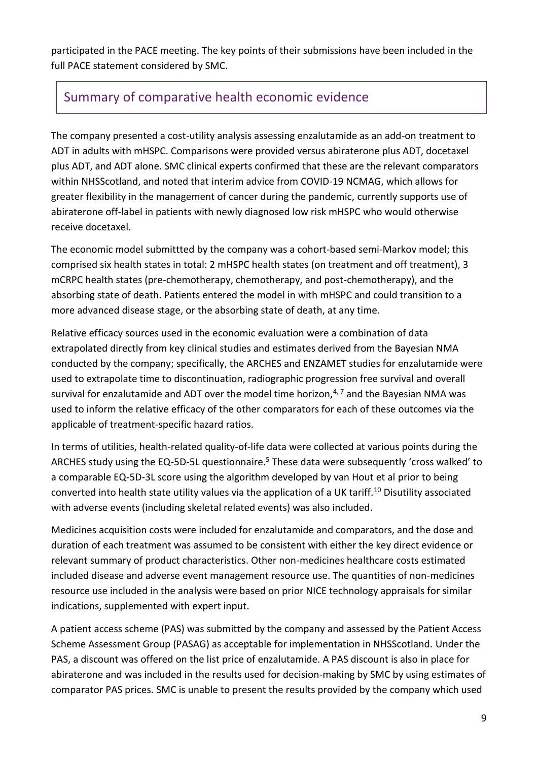participated in the PACE meeting. The key points of their submissions have been included in the full PACE statement considered by SMC.

## Summary of comparative health economic evidence

The company presented a cost-utility analysis assessing enzalutamide as an add-on treatment to ADT in adults with mHSPC. Comparisons were provided versus abiraterone plus ADT, docetaxel plus ADT, and ADT alone. SMC clinical experts confirmed that these are the relevant comparators within NHSScotland, and noted that interim advice from COVID-19 NCMAG, which allows for greater flexibility in the management of cancer during the pandemic, currently supports use of abiraterone off-label in patients with newly diagnosed low risk mHSPC who would otherwise receive docetaxel.

The economic model submittted by the company was a cohort-based semi-Markov model; this comprised six health states in total: 2 mHSPC health states (on treatment and off treatment), 3 mCRPC health states (pre-chemotherapy, chemotherapy, and post-chemotherapy), and the absorbing state of death. Patients entered the model in with mHSPC and could transition to a more advanced disease stage, or the absorbing state of death, at any time.

Relative efficacy sources used in the economic evaluation were a combination of data extrapolated directly from key clinical studies and estimates derived from the Bayesian NMA conducted by the company; specifically, the ARCHES and ENZAMET studies for enzalutamide were used to extrapolate time to discontinuation, radiographic progression free survival and overall survival for enzalutamide and ADT over the model time horizon,[4, 7] and the Bayesian NMA was used to inform the relative efficacy of the other comparators for each of these outcomes via the applicable of treatment-specific hazard ratios.

In terms of utilities, health-related quality-of-life data were collected at various points during the ARCHES study using the EQ-5D-5L questionnaire.[5] These data were subsequently 'cross walked' to a comparable EQ-5D-3L score using the algorithm developed by van Hout et al prior to being converted into health state utility values via the application of a UK tariff.[10] Disutility associated with adverse events (including skeletal related events) was also included.

Medicines acquisition costs were included for enzalutamide and comparators, and the dose and duration of each treatment was assumed to be consistent with either the key direct evidence or relevant summary of product characteristics. Other non-medicines healthcare costs estimated included disease and adverse event management resource use. The quantities of non-medicines resource use included in the analysis were based on prior NICE technology appraisals for similar indications, supplemented with expert input.

A patient access scheme (PAS) was submitted by the company and assessed by the Patient Access Scheme Assessment Group (PASAG) as acceptable for implementation in NHSScotland. Under the PAS, a discount was offered on the list price of enzalutamide. A PAS discount is also in place for abiraterone and was included in the results used for decision-making by SMC by using estimates of comparator PAS prices. SMC is unable to present the results provided by the company which used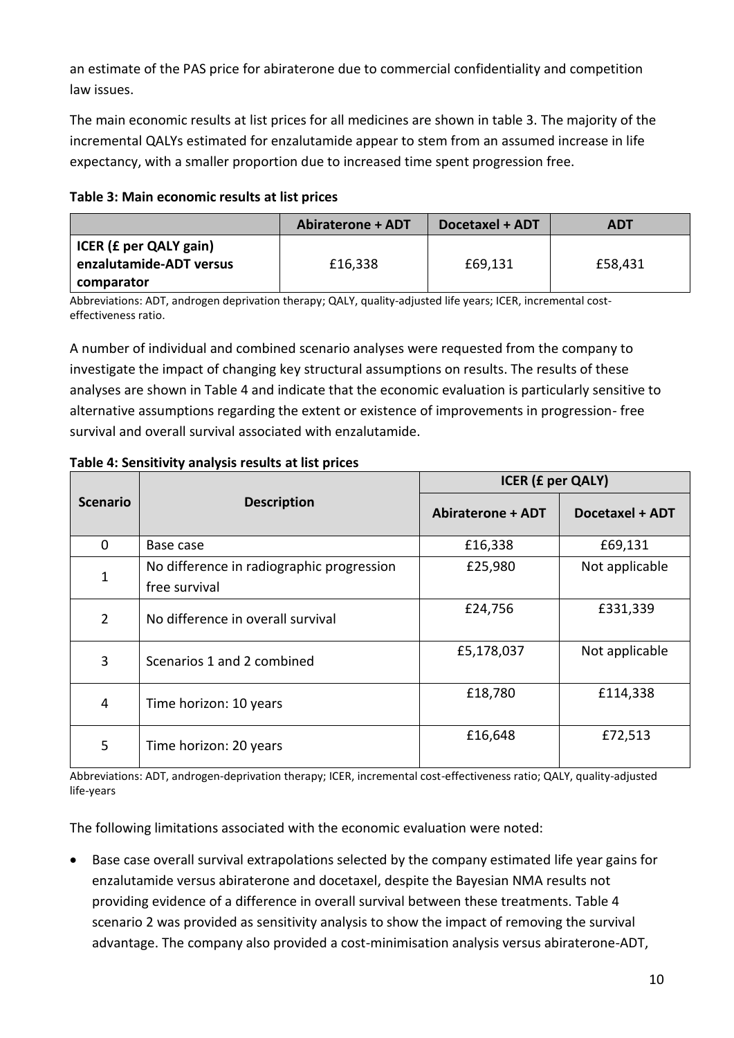an estimate of the PAS price for abiraterone due to commercial confidentiality and competition law issues.

The main economic results at list prices for all medicines are shown in table 3. The majority of the incremental QALYs estimated for enzalutamide appear to stem from an assumed increase in life expectancy, with a smaller proportion due to increased time spent progression free.

**Table 3: Main economic results at list prices**

| | Abiraterone + ADT | Docetaxel + ADT | ADT |
|---|---|---|---|
| ICER (£ per QALY gain) enzalutamide-ADT versus comparator | £16,338 | £69,131 | £58,431 |

Abbreviations: ADT, androgen deprivation therapy; QALY, quality-adjusted life years; ICER, incremental cost-effectiveness ratio.

A number of individual and combined scenario analyses were requested from the company to investigate the impact of changing key structural assumptions on results. The results of these analyses are shown in Table 4 and indicate that the economic evaluation is particularly sensitive to alternative assumptions regarding the extent or existence of improvements in progression- free survival and overall survival associated with enzalutamide.

**Table 4: Sensitivity analysis results at list prices**

| Scenario | Description | ICER (£ per QALY) | |
|---|---|---|---|
| | | Abiraterone + ADT | Docetaxel + ADT |
| 0 | Base case | £16,338 | £69,131 |
| 1 | No difference in radiographic progression free survival | £25,980 | Not applicable |
| 2 | No difference in overall survival | £24,756 | £331,339 |
| 3 | Scenarios 1 and 2 combined | £5,178,037 | Not applicable |
| 4 | Time horizon: 10 years | £18,780 | £114,338 |
| 5 | Time horizon: 20 years | £16,648 | £72,513 |

Abbreviations: ADT, androgen-deprivation therapy; ICER, incremental cost-effectiveness ratio; QALY, quality-adjusted life-years

The following limitations associated with the economic evaluation were noted:

- Base case overall survival extrapolations selected by the company estimated life year gains for enzalutamide versus abiraterone and docetaxel, despite the Bayesian NMA results not providing evidence of a difference in overall survival between these treatments. Table 4 scenario 2 was provided as sensitivity analysis to show the impact of removing the survival advantage. The company also provided a cost-minimisation analysis versus abiraterone-ADT,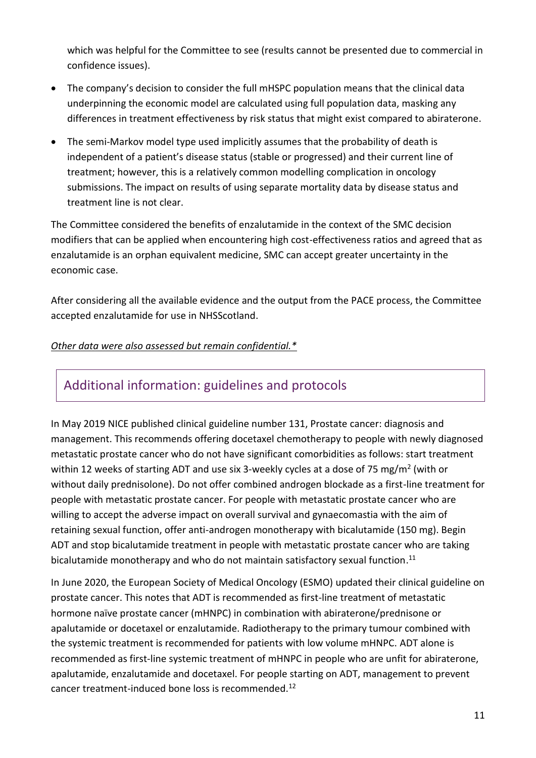which was helpful for the Committee to see (results cannot be presented due to commercial in confidence issues).

- The company's decision to consider the full mHSPC population means that the clinical data underpinning the economic model are calculated using full population data, masking any differences in treatment effectiveness by risk status that might exist compared to abiraterone.
- The semi-Markov model type used implicitly assumes that the probability of death is independent of a patient's disease status (stable or progressed) and their current line of treatment; however, this is a relatively common modelling complication in oncology submissions. The impact on results of using separate mortality data by disease status and treatment line is not clear.

The Committee considered the benefits of enzalutamide in the context of the SMC decision modifiers that can be applied when encountering high cost-effectiveness ratios and agreed that as enzalutamide is an orphan equivalent medicine, SMC can accept greater uncertainty in the economic case.

After considering all the available evidence and the output from the PACE process, the Committee accepted enzalutamide for use in NHSScotland.

*Other data were also assessed but remain confidential.**

## Additional information: guidelines and protocols

In May 2019 NICE published clinical guideline number 131, Prostate cancer: diagnosis and management. This recommends offering docetaxel chemotherapy to people with newly diagnosed metastatic prostate cancer who do not have significant comorbidities as follows: start treatment within 12 weeks of starting ADT and use six 3-weekly cycles at a dose of 75 mg/m$^2$ (with or without daily prednisolone). Do not offer combined androgen blockade as a first-line treatment for people with metastatic prostate cancer. For people with metastatic prostate cancer who are willing to accept the adverse impact on overall survival and gynaecomastia with the aim of retaining sexual function, offer anti-androgen monotherapy with bicalutamide (150 mg). Begin ADT and stop bicalutamide treatment in people with metastatic prostate cancer who are taking bicalutamide monotherapy and who do not maintain satisfactory sexual function.[11]

In June 2020, the European Society of Medical Oncology (ESMO) updated their clinical guideline on prostate cancer. This notes that ADT is recommended as first-line treatment of metastatic hormone naïve prostate cancer (mHNPC) in combination with abiraterone/prednisone or apalutamide or docetaxel or enzalutamide. Radiotherapy to the primary tumour combined with the systemic treatment is recommended for patients with low volume mHNPC. ADT alone is recommended as first-line systemic treatment of mHNPC in people who are unfit for abiraterone, apalutamide, enzalutamide and docetaxel. For people starting on ADT, management to prevent cancer treatment-induced bone loss is recommended.[12]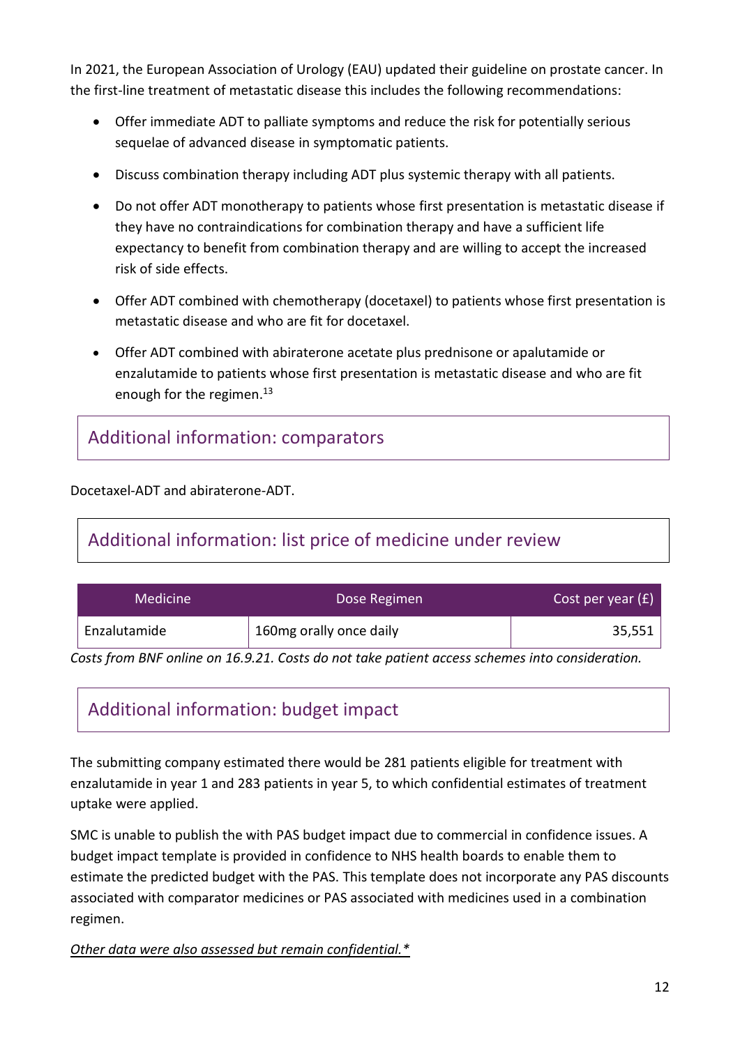In 2021, the European Association of Urology (EAU) updated their guideline on prostate cancer. In the first-line treatment of metastatic disease this includes the following recommendations:

- Offer immediate ADT to palliate symptoms and reduce the risk for potentially serious sequelae of advanced disease in symptomatic patients.
- Discuss combination therapy including ADT plus systemic therapy with all patients.
- Do not offer ADT monotherapy to patients whose first presentation is metastatic disease if they have no contraindications for combination therapy and have a sufficient life expectancy to benefit from combination therapy and are willing to accept the increased risk of side effects.
- Offer ADT combined with chemotherapy (docetaxel) to patients whose first presentation is metastatic disease and who are fit for docetaxel.
- Offer ADT combined with abiraterone acetate plus prednisone or apalutamide or enzalutamide to patients whose first presentation is metastatic disease and who are fit enough for the regimen.[13]

## Additional information: comparators

Docetaxel-ADT and abiraterone-ADT.

## Additional information: list price of medicine under review

| Medicine | Dose Regimen | Cost per year (£) |
| --- | --- | --- |
| Enzalutamide | 160mg orally once daily | 35,551 |

*Costs from BNF online on 16.9.21. Costs do not take patient access schemes into consideration.*

## Additional information: budget impact

The submitting company estimated there would be 281 patients eligible for treatment with enzalutamide in year 1 and 283 patients in year 5, to which confidential estimates of treatment uptake were applied.

SMC is unable to publish the with PAS budget impact due to commercial in confidence issues. A budget impact template is provided in confidence to NHS health boards to enable them to estimate the predicted budget with the PAS. This template does not incorporate any PAS discounts associated with comparator medicines or PAS associated with medicines used in a combination regimen.

*Other data were also assessed but remain confidential.**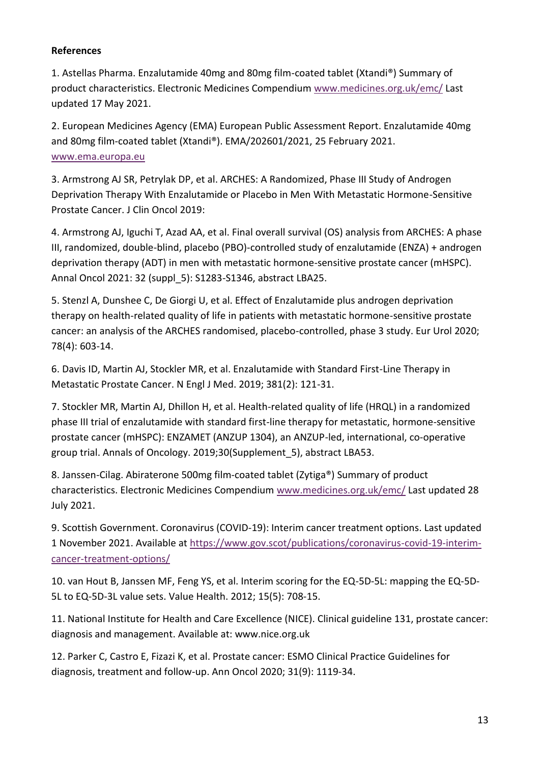**References**

1. Astellas Pharma. Enzalutamide 40mg and 80mg film-coated tablet (Xtandi®) Summary of product characteristics. Electronic Medicines Compendium www.medicines.org.uk/emc/ Last updated 17 May 2021.

2. European Medicines Agency (EMA) European Public Assessment Report. Enzalutamide 40mg and 80mg film-coated tablet (Xtandi®). EMA/202601/2021, 25 February 2021. www.ema.europa.eu

3. Armstrong AJ SR, Petrylak DP, et al. ARCHES: A Randomized, Phase III Study of Androgen Deprivation Therapy With Enzalutamide or Placebo in Men With Metastatic Hormone-Sensitive Prostate Cancer. J Clin Oncol 2019:

4. Armstrong AJ, Iguchi T, Azad AA, et al. Final overall survival (OS) analysis from ARCHES: A phase III, randomized, double-blind, placebo (PBO)-controlled study of enzalutamide (ENZA) + androgen deprivation therapy (ADT) in men with metastatic hormone-sensitive prostate cancer (mHSPC). Annal Oncol 2021: 32 (suppl_5): S1283-S1346, abstract LBA25.

5. Stenzl A, Dunshee C, De Giorgi U, et al. Effect of Enzalutamide plus androgen deprivation therapy on health-related quality of life in patients with metastatic hormone-sensitive prostate cancer: an analysis of the ARCHES randomised, placebo-controlled, phase 3 study. Eur Urol 2020; 78(4): 603-14.

6. Davis ID, Martin AJ, Stockler MR, et al. Enzalutamide with Standard First-Line Therapy in Metastatic Prostate Cancer. N Engl J Med. 2019; 381(2): 121-31.

7. Stockler MR, Martin AJ, Dhillon H, et al. Health-related quality of life (HRQL) in a randomized phase III trial of enzalutamide with standard first-line therapy for metastatic, hormone-sensitive prostate cancer (mHSPC): ENZAMET (ANZUP 1304), an ANZUP-led, international, co-operative group trial. Annals of Oncology. 2019;30(Supplement_5), abstract LBA53.

8. Janssen-Cilag. Abiraterone 500mg film-coated tablet (Zytiga®) Summary of product characteristics. Electronic Medicines Compendium www.medicines.org.uk/emc/ Last updated 28 July 2021.

9. Scottish Government. Coronavirus (COVID-19): Interim cancer treatment options. Last updated 1 November 2021. Available at https://www.gov.scot/publications/coronavirus-covid-19-interim-cancer-treatment-options/

10. van Hout B, Janssen MF, Feng YS, et al. Interim scoring for the EQ-5D-5L: mapping the EQ-5D-5L to EQ-5D-3L value sets. Value Health. 2012; 15(5): 708-15.

11. National Institute for Health and Care Excellence (NICE). Clinical guideline 131, prostate cancer: diagnosis and management. Available at: www.nice.org.uk

12. Parker C, Castro E, Fizazi K, et al. Prostate cancer: ESMO Clinical Practice Guidelines for diagnosis, treatment and follow-up. Ann Oncol 2020; 31(9): 1119-34.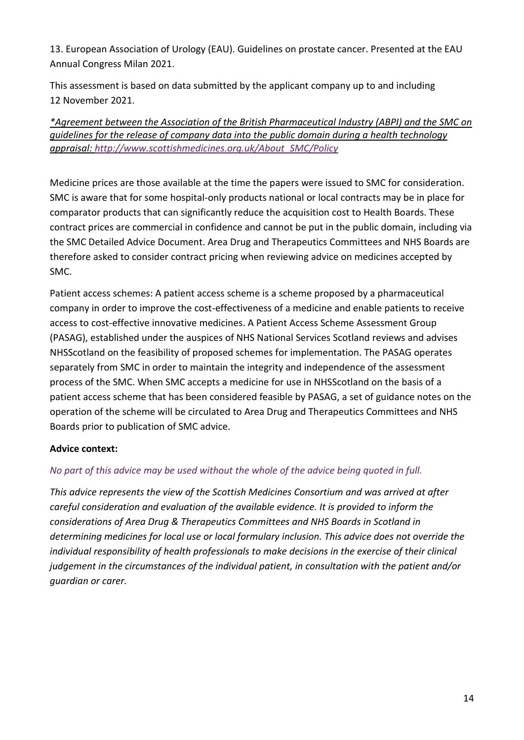13. European Association of Urology (EAU). Guidelines on prostate cancer. Presented at the EAU Annual Congress Milan 2021.

This assessment is based on data submitted by the applicant company up to and including 12 November 2021.

*Agreement between the Association of the British Pharmaceutical Industry (ABPI) and the SMC on guidelines for the release of company data into the public domain during a health technology appraisal: http://www.scottishmedicines.org.uk/About_SMC/Policy*

Medicine prices are those available at the time the papers were issued to SMC for consideration. SMC is aware that for some hospital-only products national or local contracts may be in place for comparator products that can significantly reduce the acquisition cost to Health Boards. These contract prices are commercial in confidence and cannot be put in the public domain, including via the SMC Detailed Advice Document. Area Drug and Therapeutics Committees and NHS Boards are therefore asked to consider contract pricing when reviewing advice on medicines accepted by SMC.

Patient access schemes: A patient access scheme is a scheme proposed by a pharmaceutical company in order to improve the cost-effectiveness of a medicine and enable patients to receive access to cost-effective innovative medicines. A Patient Access Scheme Assessment Group (PASAG), established under the auspices of NHS National Services Scotland reviews and advises NHSScotland on the feasibility of proposed schemes for implementation. The PASAG operates separately from SMC in order to maintain the integrity and independence of the assessment process of the SMC. When SMC accepts a medicine for use in NHSScotland on the basis of a patient access scheme that has been considered feasible by PASAG, a set of guidance notes on the operation of the scheme will be circulated to Area Drug and Therapeutics Committees and NHS Boards prior to publication of SMC advice.

**Advice context:**

*No part of this advice may be used without the whole of the advice being quoted in full.*

*This advice represents the view of the Scottish Medicines Consortium and was arrived at after careful consideration and evaluation of the available evidence. It is provided to inform the considerations of Area Drug & Therapeutics Committees and NHS Boards in Scotland in determining medicines for local use or local formulary inclusion. This advice does not override the individual responsibility of health professionals to make decisions in the exercise of their clinical judgement in the circumstances of the individual patient, in consultation with the patient and/or guardian or carer.*